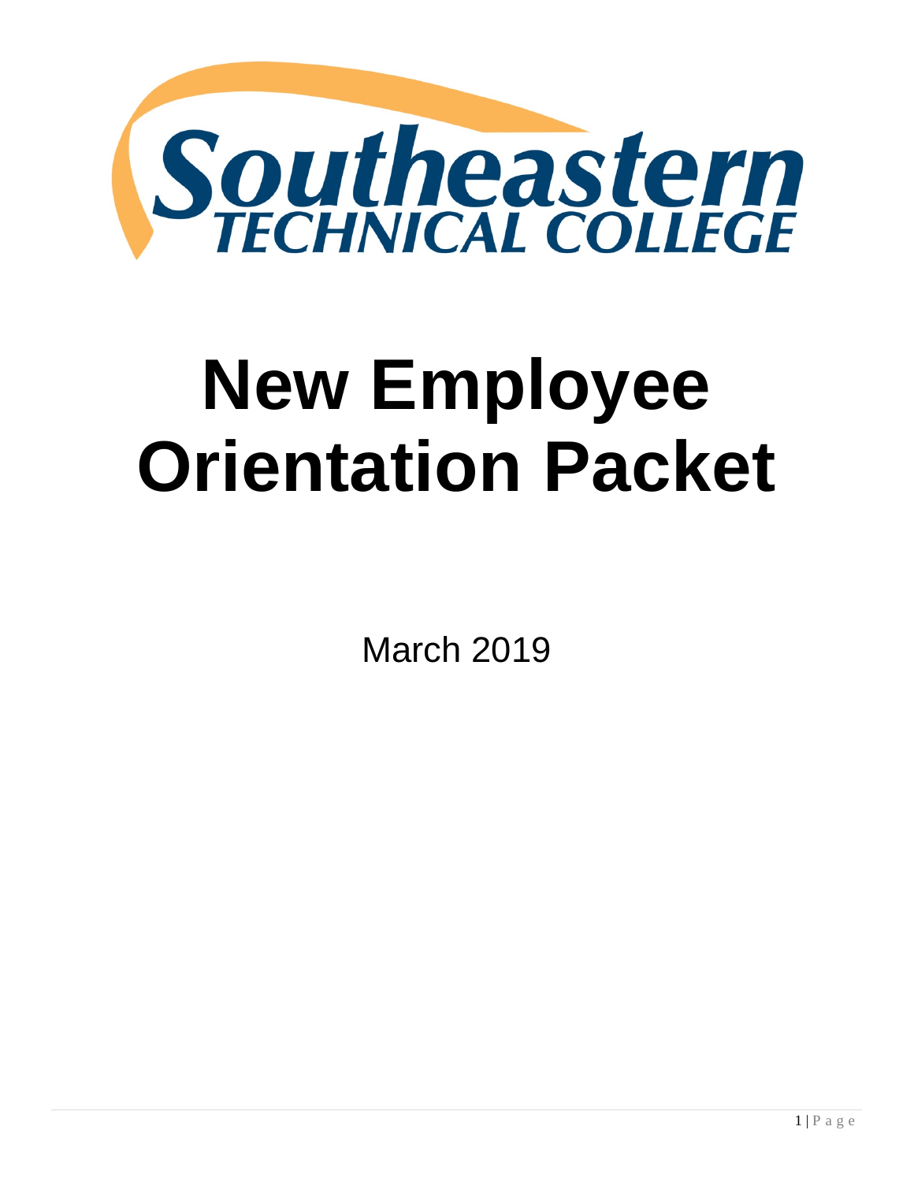Southeastern TECHNICAL COLLEGE

# New Employee Orientation Packet

March 2019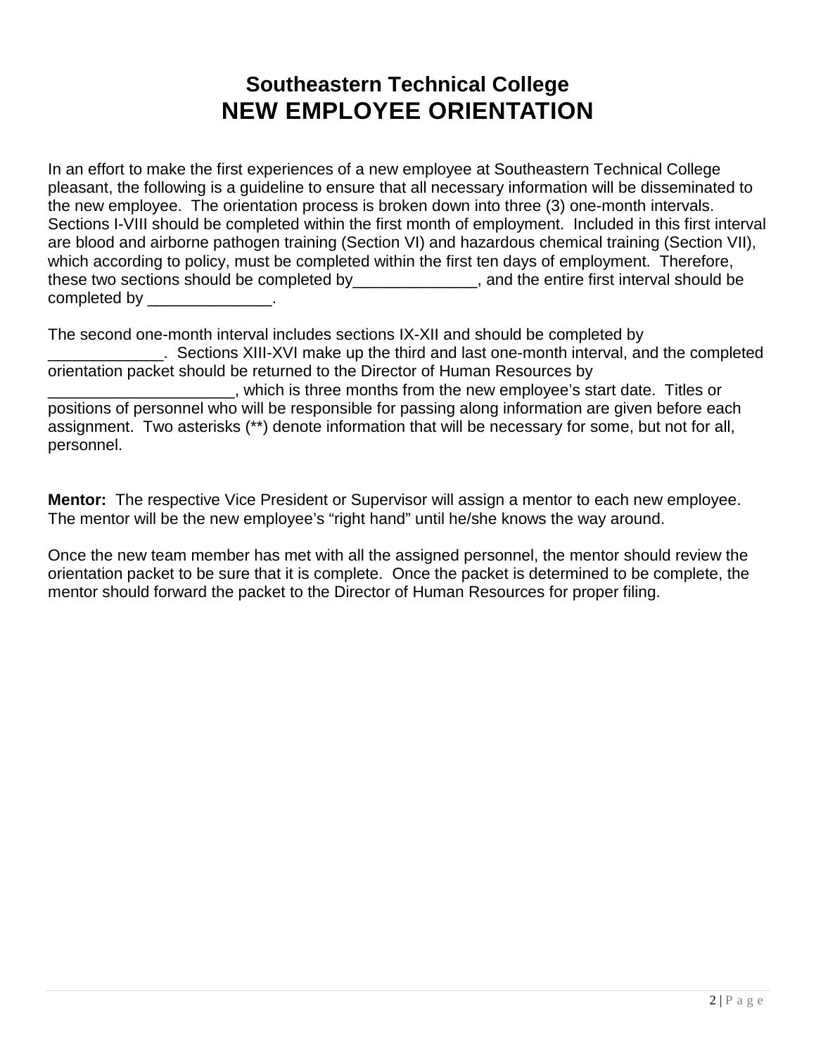# Southeastern Technical College
# NEW EMPLOYEE ORIENTATION

In an effort to make the first experiences of a new employee at Southeastern Technical College pleasant, the following is a guideline to ensure that all necessary information will be disseminated to the new employee. The orientation process is broken down into three (3) one-month intervals. Sections I-VIII should be completed within the first month of employment. Included in this first interval are blood and airborne pathogen training (Section VI) and hazardous chemical training (Section VII), which according to policy, must be completed within the first ten days of employment. Therefore, these two sections should be completed by______________, and the entire first interval should be completed by ______________.

The second one-month interval includes sections IX-XII and should be completed by _____________. Sections XIII-XVI make up the third and last one-month interval, and the completed orientation packet should be returned to the Director of Human Resources by _____________________, which is three months from the new employee's start date. Titles or positions of personnel who will be responsible for passing along information are given before each assignment. Two asterisks (**) denote information that will be necessary for some, but not for all, personnel.

**Mentor:** The respective Vice President or Supervisor will assign a mentor to each new employee. The mentor will be the new employee's "right hand" until he/she knows the way around.

Once the new team member has met with all the assigned personnel, the mentor should review the orientation packet to be sure that it is complete. Once the packet is determined to be complete, the mentor should forward the packet to the Director of Human Resources for proper filing.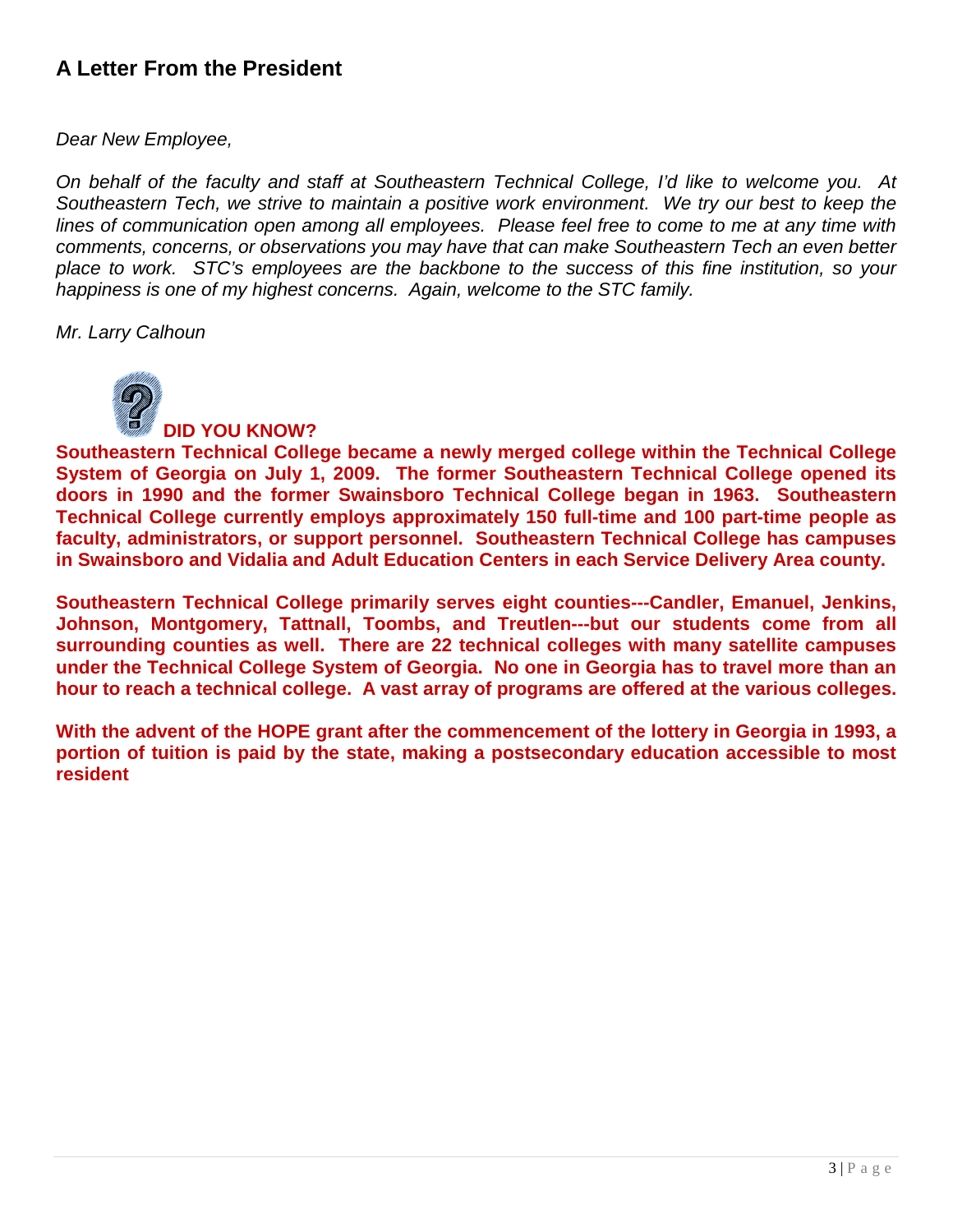## A Letter From the President

*Dear New Employee,*

*On behalf of the faculty and staff at Southeastern Technical College, I'd like to welcome you. At Southeastern Tech, we strive to maintain a positive work environment. We try our best to keep the lines of communication open among all employees. Please feel free to come to me at any time with comments, concerns, or observations you may have that can make Southeastern Tech an even better place to work. STC's employees are the backbone to the success of this fine institution, so your happiness is one of my highest concerns. Again, welcome to the STC family.*

*Mr. Larry Calhoun*

**DID YOU KNOW?**

**Southeastern Technical College became a newly merged college within the Technical College System of Georgia on July 1, 2009. The former Southeastern Technical College opened its doors in 1990 and the former Swainsboro Technical College began in 1963. Southeastern Technical College currently employs approximately 150 full-time and 100 part-time people as faculty, administrators, or support personnel. Southeastern Technical College has campuses in Swainsboro and Vidalia and Adult Education Centers in each Service Delivery Area county.**

**Southeastern Technical College primarily serves eight counties---Candler, Emanuel, Jenkins, Johnson, Montgomery, Tattnall, Toombs, and Treutlen---but our students come from all surrounding counties as well. There are 22 technical colleges with many satellite campuses under the Technical College System of Georgia. No one in Georgia has to travel more than an hour to reach a technical college. A vast array of programs are offered at the various colleges.**

**With the advent of the HOPE grant after the commencement of the lottery in Georgia in 1993, a portion of tuition is paid by the state, making a postsecondary education accessible to most resident**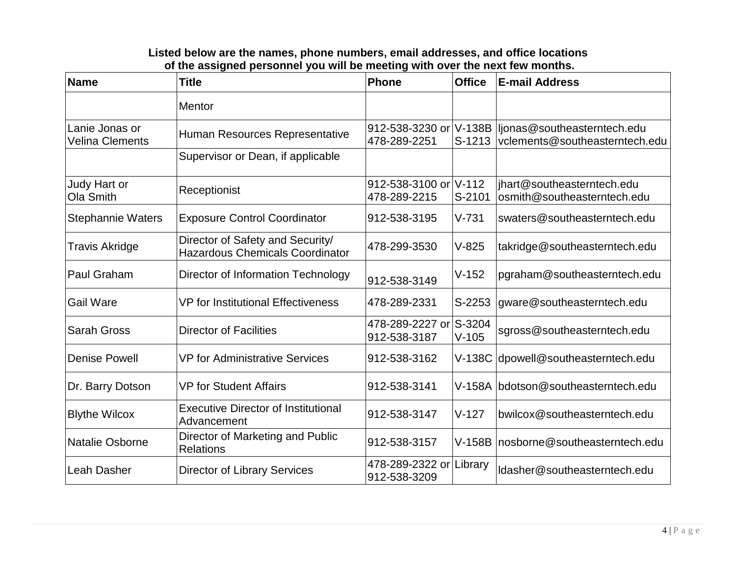**Listed below are the names, phone numbers, email addresses, and office locations of the assigned personnel you will be meeting with over the next few months.**

| Name | Title | Phone | Office | E-mail Address |
|---|---|---|---|---|
| | Mentor | | | |
| Lanie Jonas or Velina Clements | Human Resources Representative | 912-538-3230 or 478-289-2251 | V-138B S-1213 | ljonas@southeasterntech.edu vclements@southeasterntech.edu |
| | Supervisor or Dean, if applicable | | | |
| Judy Hart or Ola Smith | Receptionist | 912-538-3100 or 478-289-2215 | V-112 S-2101 | jhart@southeasterntech.edu osmith@southeasterntech.edu |
| Stephannie Waters | Exposure Control Coordinator | 912-538-3195 | V-731 | swaters@southeasterntech.edu |
| Travis Akridge | Director of Safety and Security/ Hazardous Chemicals Coordinator | 478-299-3530 | V-825 | takridge@southeasterntech.edu |
| Paul Graham | Director of Information Technology | 912-538-3149 | V-152 | pgraham@southeasterntech.edu |
| Gail Ware | VP for Institutional Effectiveness | 478-289-2331 | S-2253 | gware@southeasterntech.edu |
| Sarah Gross | Director of Facilities | 478-289-2227 or 912-538-3187 | S-3204 V-105 | sgross@southeasterntech.edu |
| Denise Powell | VP for Administrative Services | 912-538-3162 | V-138C | dpowell@southeasterntech.edu |
| Dr. Barry Dotson | VP for Student Affairs | 912-538-3141 | V-158A | bdotson@southeasterntech.edu |
| Blythe Wilcox | Executive Director of Institutional Advancement | 912-538-3147 | V-127 | bwilcox@southeasterntech.edu |
| Natalie Osborne | Director of Marketing and Public Relations | 912-538-3157 | V-158B | nosborne@southeasterntech.edu |
| Leah Dasher | Director of Library Services | 478-289-2322 or 912-538-3209 | Library | ldasher@southeasterntech.edu |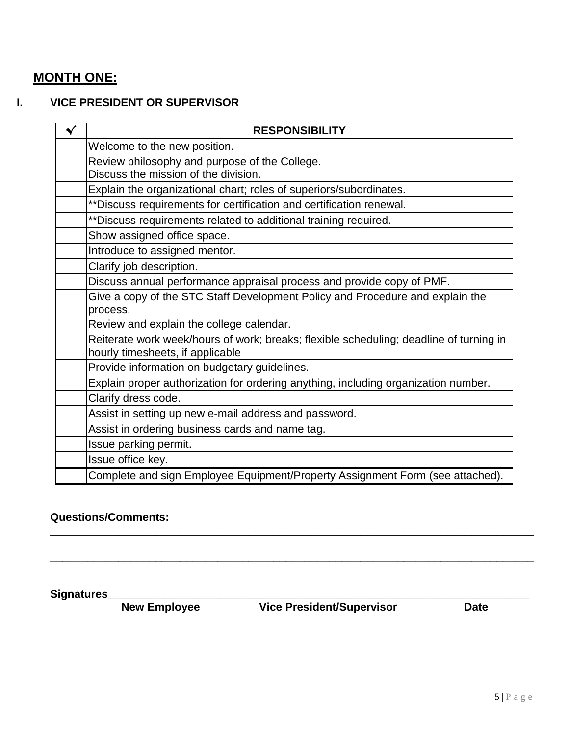## MONTH ONE:

### I. VICE PRESIDENT OR SUPERVISOR

| ✓ | RESPONSIBILITY |
|---|---|
| | Welcome to the new position. |
| | Review philosophy and purpose of the College.<br>Discuss the mission of the division. |
| | Explain the organizational chart; roles of superiors/subordinates. |
| | **Discuss requirements for certification and certification renewal. |
| | **Discuss requirements related to additional training required. |
| | Show assigned office space. |
| | Introduce to assigned mentor. |
| | Clarify job description. |
| | Discuss annual performance appraisal process and provide copy of PMF. |
| | Give a copy of the STC Staff Development Policy and Procedure and explain the process. |
| | Review and explain the college calendar. |
| | Reiterate work week/hours of work; breaks; flexible scheduling; deadline of turning in hourly timesheets, if applicable |
| | Provide information on budgetary guidelines. |
| | Explain proper authorization for ordering anything, including organization number. |
| | Clarify dress code. |
| | Assist in setting up new e-mail address and password. |
| | Assist in ordering business cards and name tag. |
| | Issue parking permit. |
| | Issue office key. |
| | Complete and sign Employee Equipment/Property Assignment Form (see attached). |

**Questions/Comments:**
______________________________________________________________________________

______________________________________________________________________________

**Signatures**______________________________________________________________________
**New Employee** **Vice President/Supervisor** **Date**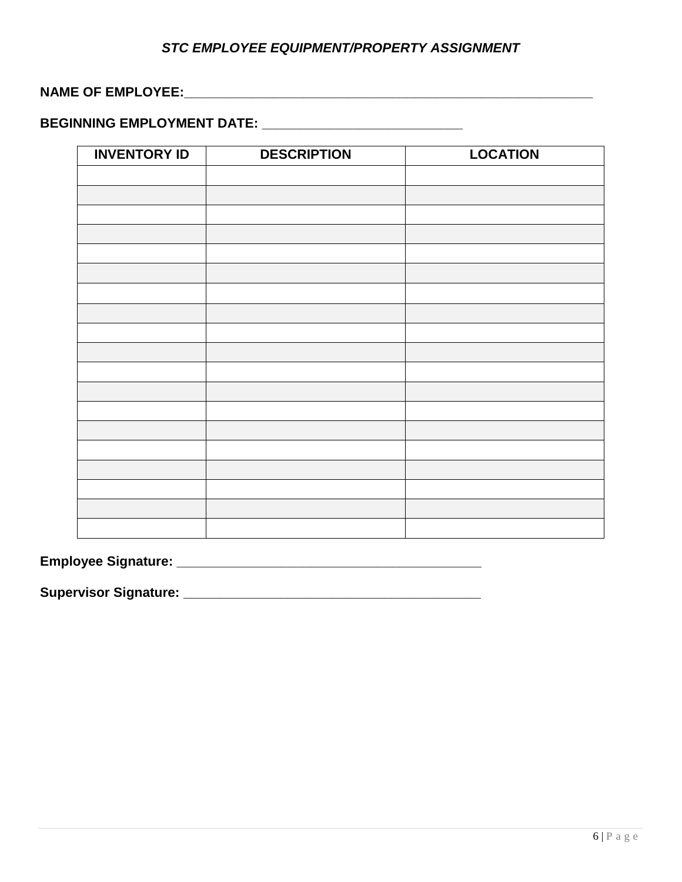### *STC EMPLOYEE EQUIPMENT/PROPERTY ASSIGNMENT*

**NAME OF EMPLOYEE:**___________________________________________________________

**BEGINNING EMPLOYMENT DATE:** ___________________________

| INVENTORY ID | DESCRIPTION | LOCATION |
|---|---|---|
| | | |
| | | |
| | | |
| | | |
| | | |
| | | |
| | | |
| | | |
| | | |
| | | |
| | | |
| | | |
| | | |
| | | |
| | | |
| | | |
| | | |
| | | |
| | | |

**Employee Signature:** __________________________________________

**Supervisor Signature:** _________________________________________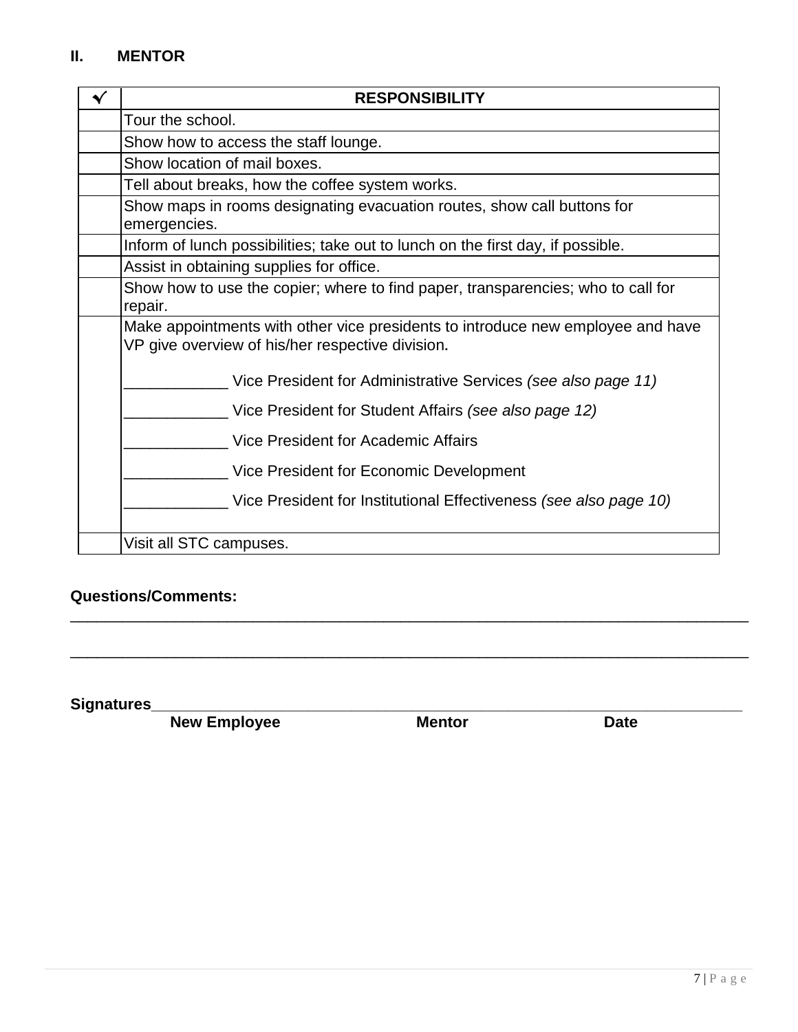## II. MENTOR

| ✓ | RESPONSIBILITY |
|---|---|
| | Tour the school. |
| | Show how to access the staff lounge. |
| | Show location of mail boxes. |
| | Tell about breaks, how the coffee system works. |
| | Show maps in rooms designating evacuation routes, show call buttons for emergencies. |
| | Inform of lunch possibilities; take out to lunch on the first day, if possible. |
| | Assist in obtaining supplies for office. |
| | Show how to use the copier; where to find paper, transparencies; who to call for repair. |
| | Make appointments with other vice presidents to introduce new employee and have VP give overview of his/her respective division.<br><br>____________ Vice President for Administrative Services *(see also page 11)*<br>____________ Vice President for Student Affairs *(see also page 12)*<br>____________ Vice President for Academic Affairs<br>____________ Vice President for Economic Development<br>____________ Vice President for Institutional Effectiveness *(see also page 10)* |
| | Visit all STC campuses. |

**Questions/Comments:**
_______________________________________________________________________________

_______________________________________________________________________________

**Signatures**_______________________________________________________________

**New Employee** **Mentor** **Date**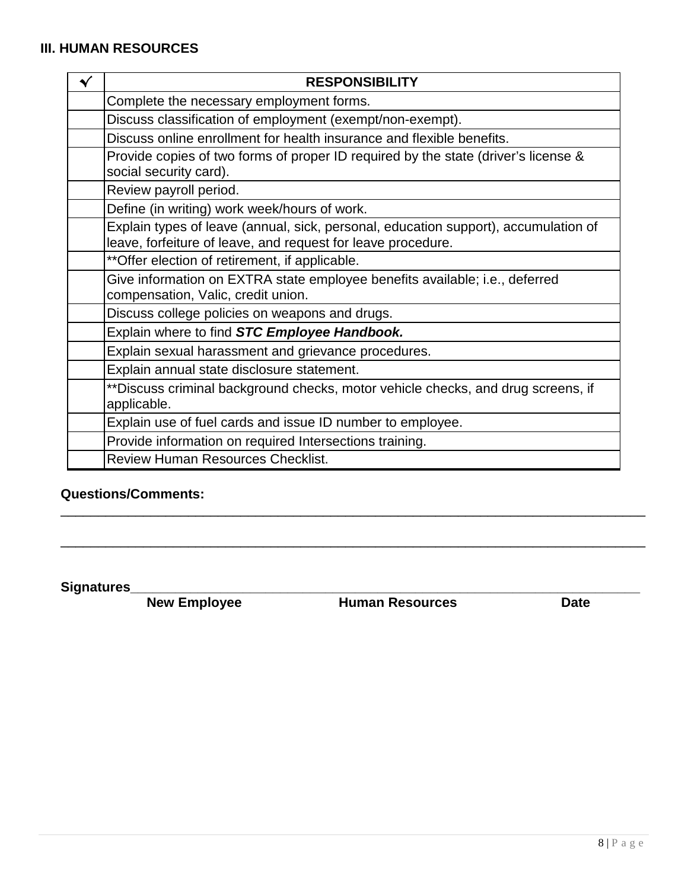## III. HUMAN RESOURCES

| ✓ | RESPONSIBILITY |
|---|---|
| | Complete the necessary employment forms. |
| | Discuss classification of employment (exempt/non-exempt). |
| | Discuss online enrollment for health insurance and flexible benefits. |
| | Provide copies of two forms of proper ID required by the state (driver's license & social security card). |
| | Review payroll period. |
| | Define (in writing) work week/hours of work. |
| | Explain types of leave (annual, sick, personal, education support), accumulation of leave, forfeiture of leave, and request for leave procedure. |
| | **Offer election of retirement, if applicable. |
| | Give information on EXTRA state employee benefits available; i.e., deferred compensation, Valic, credit union. |
| | Discuss college policies on weapons and drugs. |
| | Explain where to find ***STC Employee Handbook.*** |
| | Explain sexual harassment and grievance procedures. |
| | Explain annual state disclosure statement. |
| | **Discuss criminal background checks, motor vehicle checks, and drug screens, if applicable. |
| | Explain use of fuel cards and issue ID number to employee. |
| | Provide information on required Intersections training. |
| | Review Human Resources Checklist. |

**Questions/Comments:**

_______________________________________________________________________________

_______________________________________________________________________________

**Signatures**_____________________________________________________________________

**New Employee** **Human Resources** **Date**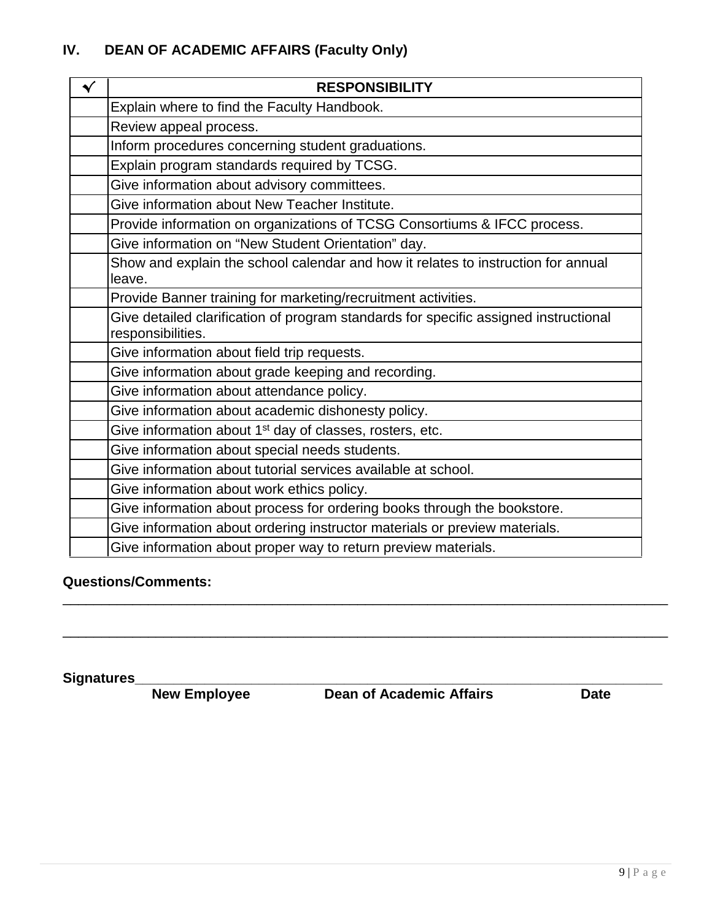## IV. DEAN OF ACADEMIC AFFAIRS (Faculty Only)

| ✓ | RESPONSIBILITY |
|---|---|
| | Explain where to find the Faculty Handbook. |
| | Review appeal process. |
| | Inform procedures concerning student graduations. |
| | Explain program standards required by TCSG. |
| | Give information about advisory committees. |
| | Give information about New Teacher Institute. |
| | Provide information on organizations of TCSG Consortiums & IFCC process. |
| | Give information on "New Student Orientation" day. |
| | Show and explain the school calendar and how it relates to instruction for annual leave. |
| | Provide Banner training for marketing/recruitment activities. |
| | Give detailed clarification of program standards for specific assigned instructional responsibilities. |
| | Give information about field trip requests. |
| | Give information about grade keeping and recording. |
| | Give information about attendance policy. |
| | Give information about academic dishonesty policy. |
| | Give information about 1st day of classes, rosters, etc. |
| | Give information about special needs students. |
| | Give information about tutorial services available at school. |
| | Give information about work ethics policy. |
| | Give information about process for ordering books through the bookstore. |
| | Give information about ordering instructor materials or preview materials. |
| | Give information about proper way to return preview materials. |

**Questions/Comments:**

________________________________________________________________________________

________________________________________________________________________________

**Signatures**________________________________________________________________

**New Employee** **Dean of Academic Affairs** **Date**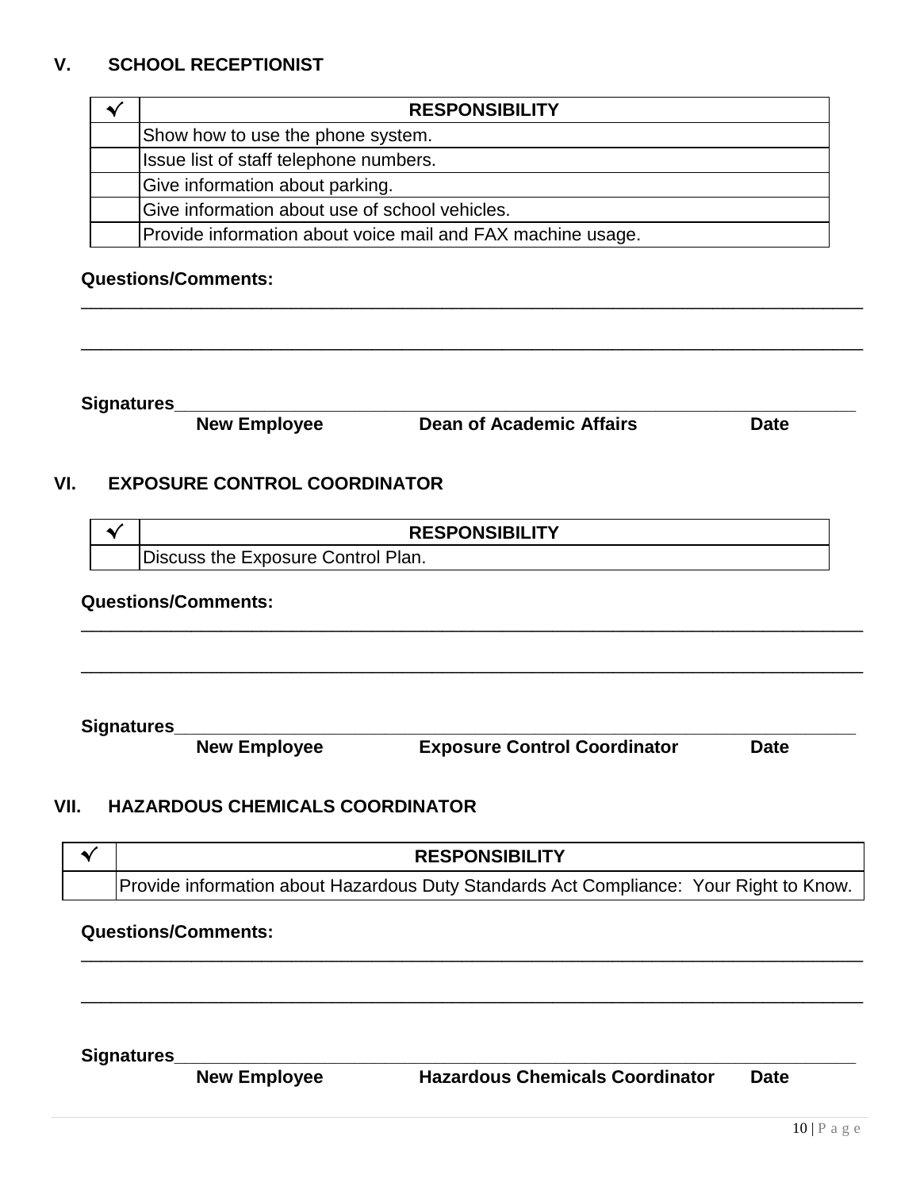## V. SCHOOL RECEPTIONIST

| ✓ | RESPONSIBILITY |
|---|---|
| | Show how to use the phone system. |
| | Issue list of staff telephone numbers. |
| | Give information about parking. |
| | Give information about use of school vehicles. |
| | Provide information about voice mail and FAX machine usage. |

**Questions/Comments:**

___________________________________________________________________________

___________________________________________________________________________

**Signatures**_____________________________________________________________
**New Employee** **Dean of Academic Affairs** **Date**

## VI. EXPOSURE CONTROL COORDINATOR

| ✓ | RESPONSIBILITY |
|---|---|
| | Discuss the Exposure Control Plan. |

**Questions/Comments:**

___________________________________________________________________________

___________________________________________________________________________

**Signatures**_____________________________________________________________
**New Employee** **Exposure Control Coordinator** **Date**

## VII. HAZARDOUS CHEMICALS COORDINATOR

| ✓ | RESPONSIBILITY |
|---|---|
| | Provide information about Hazardous Duty Standards Act Compliance: Your Right to Know. |

**Questions/Comments:**

___________________________________________________________________________

___________________________________________________________________________

**Signatures**_____________________________________________________________
**New Employee** **Hazardous Chemicals Coordinator** **Date**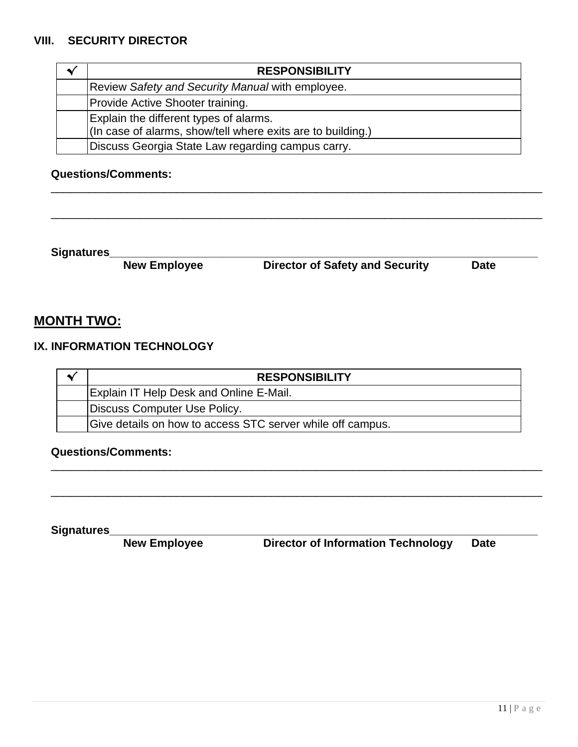### VIII. SECURITY DIRECTOR

| ✓ | RESPONSIBILITY |
|---|---|
| | Review *Safety and Security Manual* with employee. |
| | Provide Active Shooter training. |
| | Explain the different types of alarms.<br>(In case of alarms, show/tell where exits are to building.) |
| | Discuss Georgia State Law regarding campus carry. |

**Questions/Comments:**

______________________________________________________________________________

______________________________________________________________________________

**Signatures**______________________________________________________________
**New Employee** **Director of Safety and Security** **Date**

## MONTH TWO:

### IX. INFORMATION TECHNOLOGY

| ✓ | RESPONSIBILITY |
|---|---|
| | Explain IT Help Desk and Online E-Mail. |
| | Discuss Computer Use Policy. |
| | Give details on how to access STC server while off campus. |

**Questions/Comments:**

______________________________________________________________________________

______________________________________________________________________________

**Signatures**______________________________________________________________
**New Employee** **Director of Information Technology** **Date**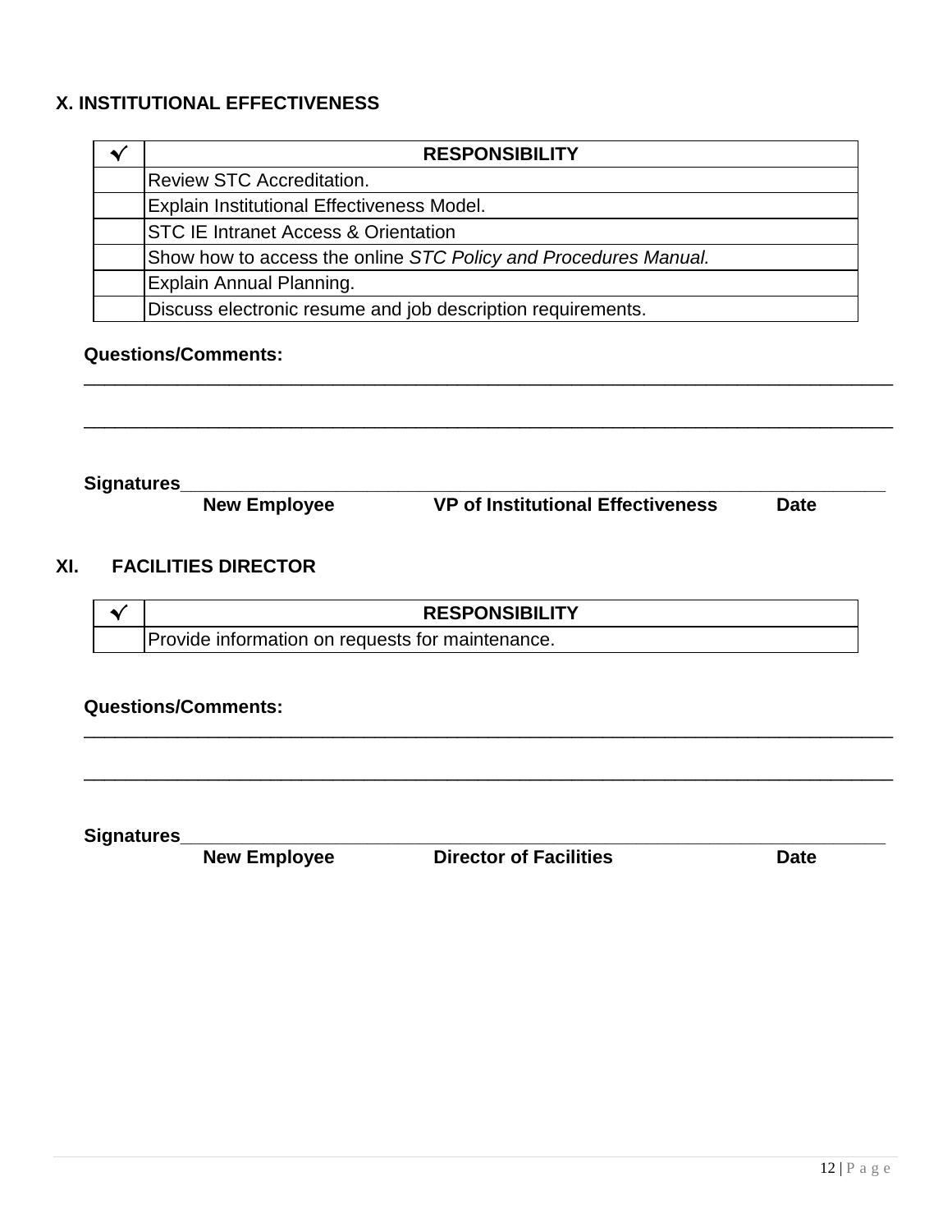## X. INSTITUTIONAL EFFECTIVENESS

| ✓ | RESPONSIBILITY |
|---|---|
| | Review STC Accreditation. |
| | Explain Institutional Effectiveness Model. |
| | STC IE Intranet Access & Orientation |
| | Show how to access the online *STC Policy and Procedures Manual.* |
| | Explain Annual Planning. |
| | Discuss electronic resume and job description requirements. |

**Questions/Comments:**

______________________________________________________________________________

______________________________________________________________________________

**Signatures**______________________________________________________________________

**New Employee** **VP of Institutional Effectiveness** **Date**

## XI. FACILITIES DIRECTOR

| ✓ | RESPONSIBILITY |
|---|---|
| | Provide information on requests for maintenance. |

**Questions/Comments:**

______________________________________________________________________________

______________________________________________________________________________

**Signatures**______________________________________________________________________

**New Employee** **Director of Facilities** **Date**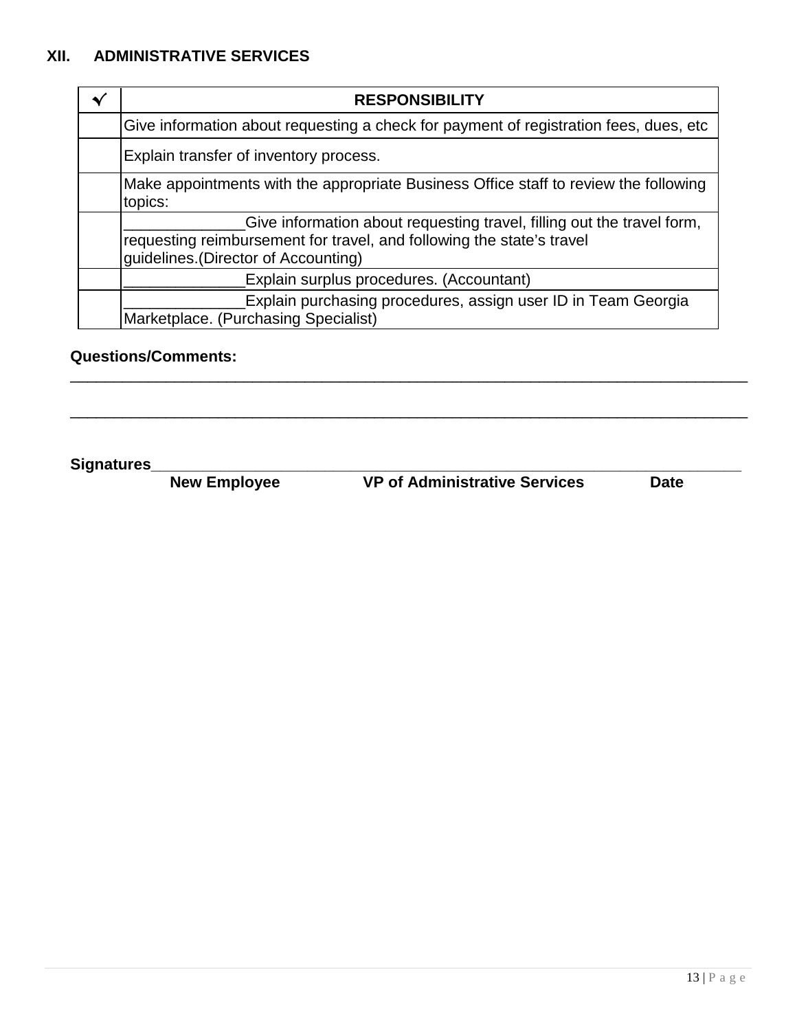## XII. ADMINISTRATIVE SERVICES

| ✓ | RESPONSIBILITY |
|---|---|
| | Give information about requesting a check for payment of registration fees, dues, etc |
| | Explain transfer of inventory process. |
| | Make appointments with the appropriate Business Office staff to review the following topics: |
| | ______________Give information about requesting travel, filling out the travel form, requesting reimbursement for travel, and following the state's travel guidelines.(Director of Accounting) |
| | ______________Explain surplus procedures. (Accountant) |
| | ______________Explain purchasing procedures, assign user ID in Team Georgia Marketplace. (Purchasing Specialist) |

**Questions/Comments:**

________________________________________________________________________________

________________________________________________________________________________

**Signatures**________________________________________________________________________

**New Employee** **VP of Administrative Services** **Date**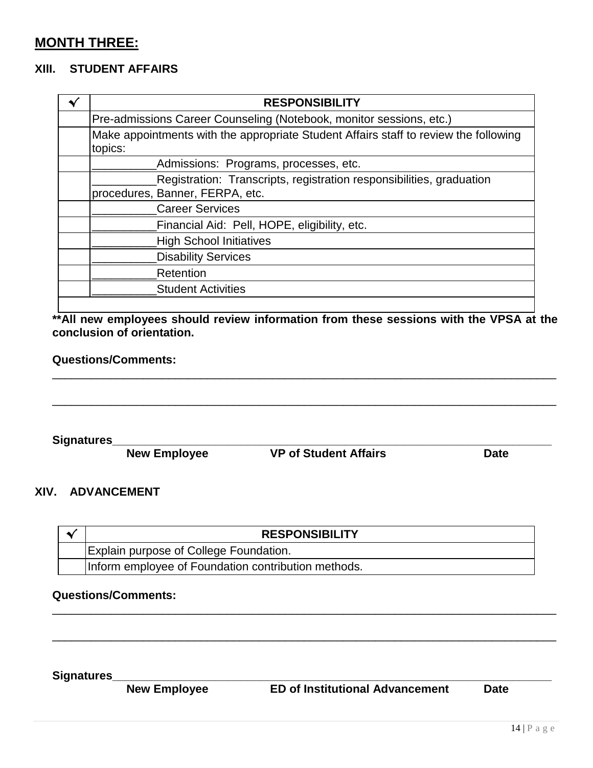## MONTH THREE:

### XIII. STUDENT AFFAIRS

| ✓ | RESPONSIBILITY |
|---|---|
| | Pre-admissions Career Counseling (Notebook, monitor sessions, etc.) |
| | Make appointments with the appropriate Student Affairs staff to review the following topics: |
| | __________Admissions: Programs, processes, etc. |
| | __________Registration: Transcripts, registration responsibilities, graduation procedures, Banner, FERPA, etc. |
| | __________Career Services |
| | __________Financial Aid: Pell, HOPE, eligibility, etc. |
| | __________High School Initiatives |
| | __________Disability Services |
| | __________Retention |
| | __________Student Activities |
| | |

****All new employees should review information from these sessions with the VPSA at the conclusion of orientation.**

**Questions/Comments:**

_____________________________________________________________________________

_____________________________________________________________________________

**Signatures**_________________________________________________________________
**New Employee** **VP of Student Affairs** **Date**

### XIV. ADVANCEMENT

| ✓ | RESPONSIBILITY |
|---|---|
| | Explain purpose of College Foundation. |
| | Inform employee of Foundation contribution methods. |

**Questions/Comments:**

_____________________________________________________________________________

_____________________________________________________________________________

**Signatures**_________________________________________________________________
**New Employee** **ED of Institutional Advancement** **Date**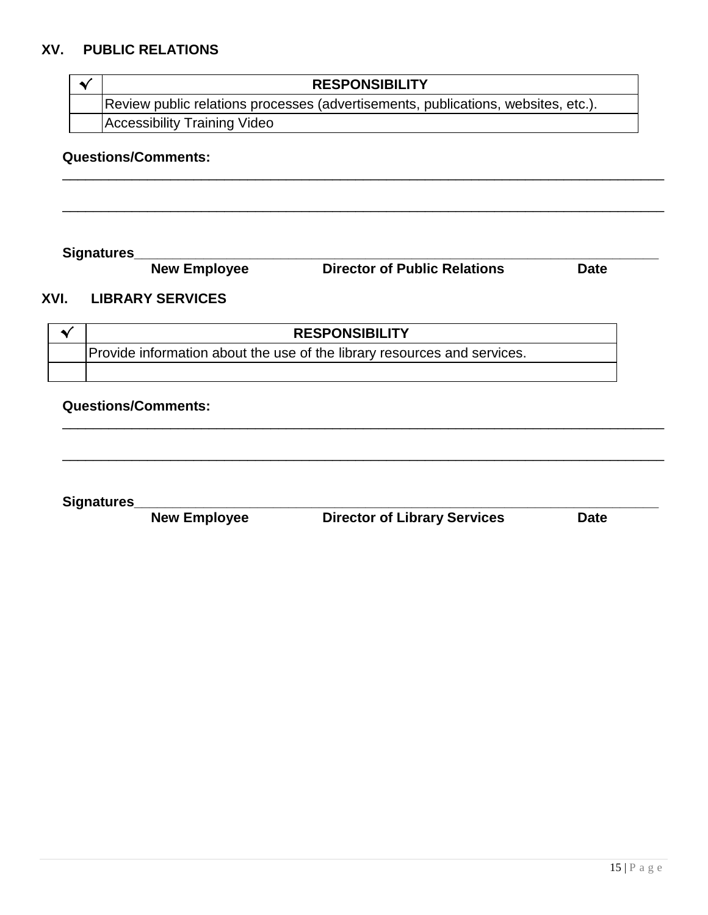## XV. PUBLIC RELATIONS

| ✓ | RESPONSIBILITY |
|---|---|
| | Review public relations processes (advertisements, publications, websites, etc.). |
| | Accessibility Training Video |

**Questions/Comments:**

______________________________________________________________________________

______________________________________________________________________________

**Signatures**______________________________________________________________

**New Employee** **Director of Public Relations** **Date**

## XVI. LIBRARY SERVICES

| ✓ | RESPONSIBILITY |
|---|---|
| | Provide information about the use of the library resources and services. |
| | |

**Questions/Comments:**

______________________________________________________________________________

______________________________________________________________________________

**Signatures**______________________________________________________________

**New Employee** **Director of Library Services** **Date**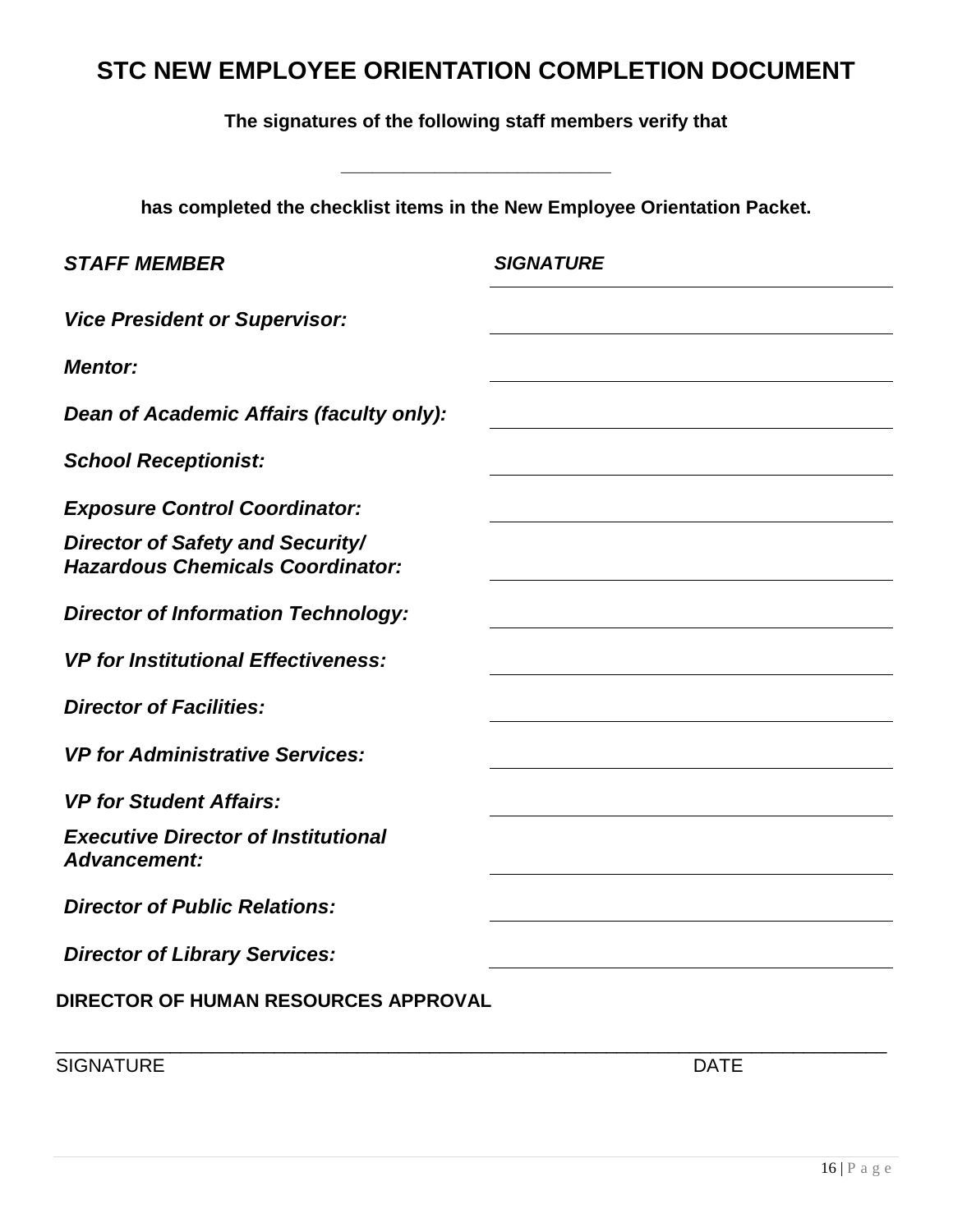# STC NEW EMPLOYEE ORIENTATION COMPLETION DOCUMENT

**The signatures of the following staff members verify that**

\_\_\_\_\_\_\_\_\_\_\_\_\_\_\_\_\_\_\_\_\_\_\_\_\_\_\_\_\_

**has completed the checklist items in the New Employee Orientation Packet.**

| ***STAFF MEMBER*** | ***SIGNATURE*** |
|---|---|
| ***Vice President or Supervisor:*** | |
| ***Mentor:*** | |
| ***Dean of Academic Affairs (faculty only):*** | |
| ***School Receptionist:*** | |
| ***Exposure Control Coordinator:*** | |
| ***Director of Safety and Security/ Hazardous Chemicals Coordinator:*** | |
| ***Director of Information Technology:*** | |
| ***VP for Institutional Effectiveness:*** | |
| ***Director of Facilities:*** | |
| ***VP for Administrative Services:*** | |
| ***VP for Student Affairs:*** | |
| ***Executive Director of Institutional Advancement:*** | |
| ***Director of Public Relations:*** | |
| ***Director of Library Services:*** | |

**DIRECTOR OF HUMAN RESOURCES APPROVAL**

\_\_\_\_\_\_\_\_\_\_\_\_\_\_\_\_\_\_\_\_\_\_\_\_\_\_\_\_\_\_\_\_\_\_\_\_\_\_\_\_\_\_\_\_\_\_\_\_\_\_\_\_\_\_\_\_\_\_\_\_\_\_\_\_\_\_\_\_\_\_\_\_\_\_

SIGNATURE DATE